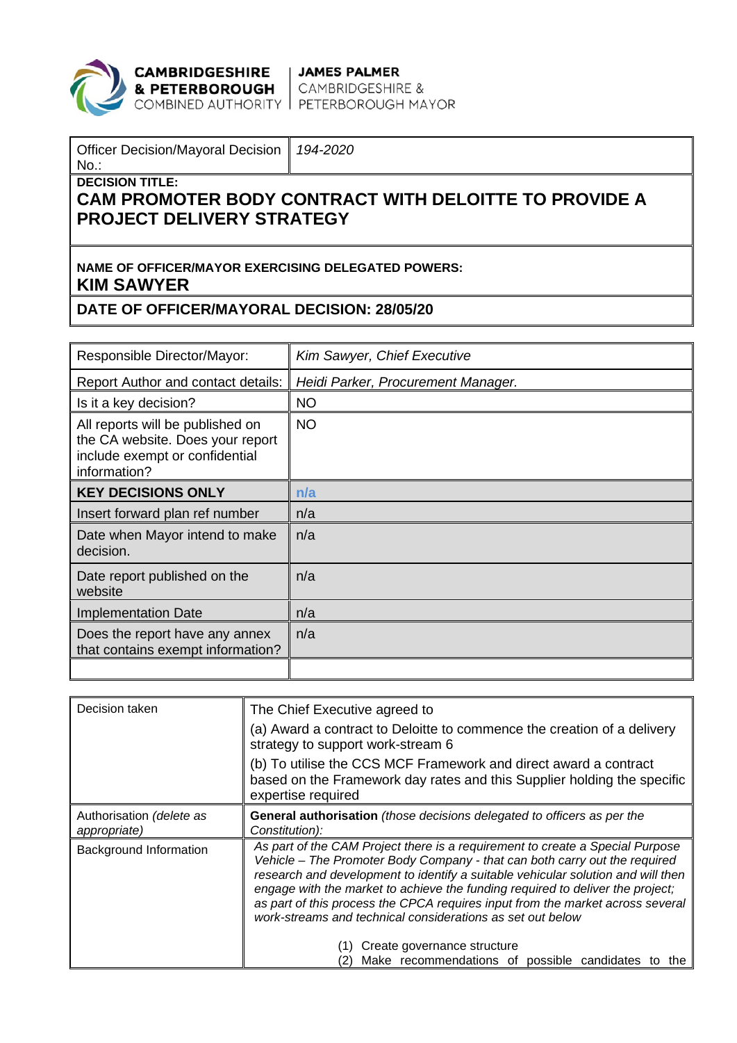**CAMBRIDGESHIRE & PETERBOROUGH** COMBINED AUTHORITY | **JAMES PALMER** CAMBRIDGESHIRE & PETERBOROUGH MAYOR

| Officer Decision/Mayoral Decision No.: | *194-2020* |
|---|---|

**DECISION TITLE:**

## CAM PROMOTER BODY CONTRACT WITH DELOITTE TO PROVIDE A PROJECT DELIVERY STRATEGY

**NAME OF OFFICER/MAYOR EXERCISING DELEGATED POWERS:**

**KIM SAWYER**

**DATE OF OFFICER/MAYORAL DECISION: 28/05/20**

| Responsible Director/Mayor: | *Kim Sawyer, Chief Executive* |
|---|---|
| Report Author and contact details: | *Heidi Parker, Procurement Manager.* |
| Is it a key decision? | NO |
| All reports will be published on the CA website. Does your report include exempt or confidential information? | NO |
| **KEY DECISIONS ONLY** | **n/a** |
| Insert forward plan ref number | n/a |
| Date when Mayor intend to make decision. | n/a |
| Date report published on the website | n/a |
| Implementation Date | n/a |
| Does the report have any annex that contains exempt information? | n/a |
| | |

| Decision taken | The Chief Executive agreed to<br>(a) Award a contract to Deloitte to commence the creation of a delivery strategy to support work-stream 6<br>(b) To utilise the CCS MCF Framework and direct award a contract based on the Framework day rates and this Supplier holding the specific expertise required |
|---|---|
| Authorisation *(delete as appropriate)* | **General authorisation** *(those decisions delegated to officers as per the Constitution):* |
| Background Information | *As part of the CAM Project there is a requirement to create a Special Purpose Vehicle – The Promoter Body Company - that can both carry out the required research and development to identify a suitable vehicular solution and will then engage with the market to achieve the funding required to deliver the project; as part of this process the CPCA requires input from the market across several work-streams and technical considerations as set out below*<br><br>(1) Create governance structure<br>(2) Make recommendations of possible candidates to the |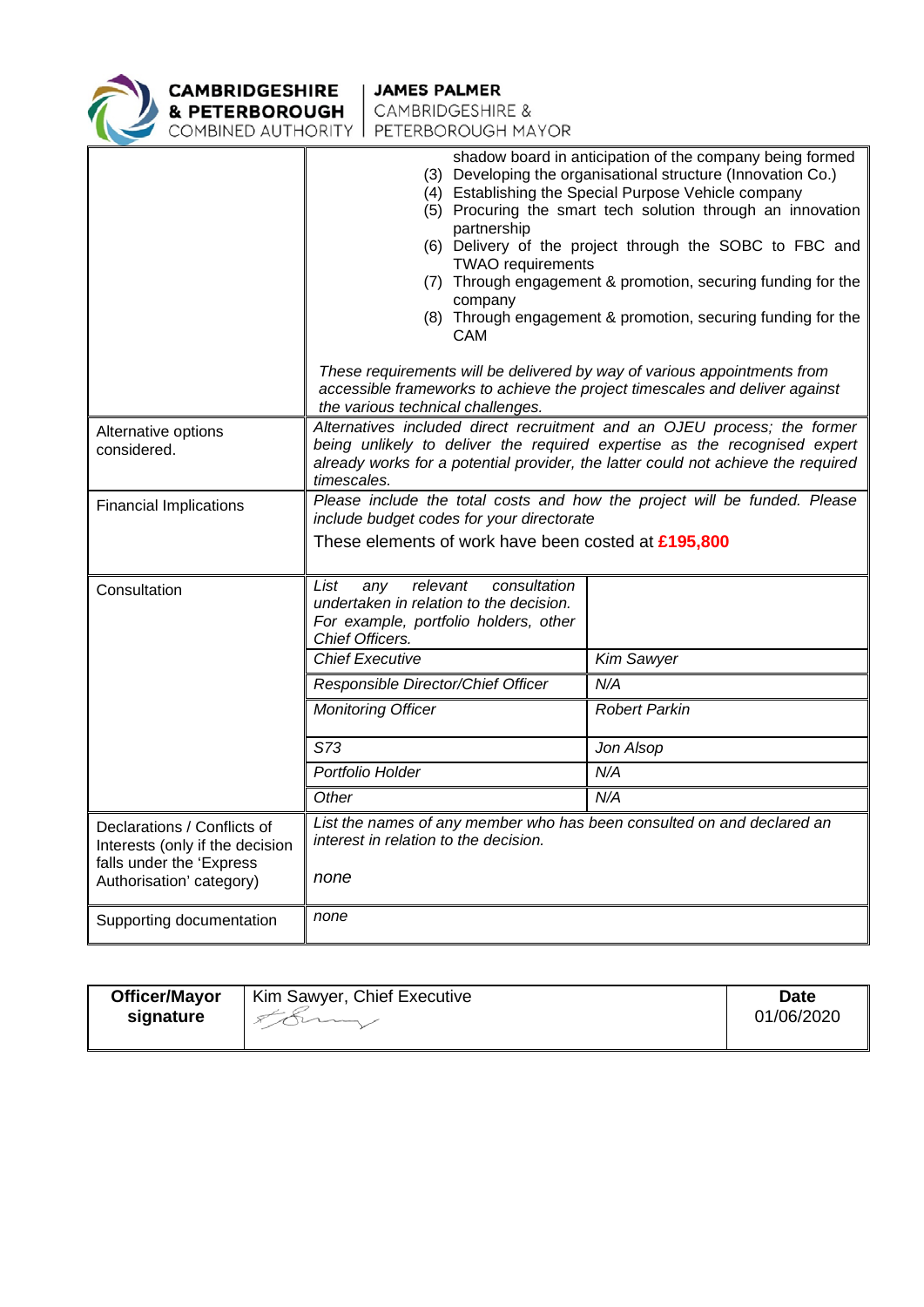| | |
|---|---|
| | shadow board in anticipation of the company being formed<br>(3) Developing the organisational structure (Innovation Co.)<br>(4) Establishing the Special Purpose Vehicle company<br>(5) Procuring the smart tech solution through an innovation partnership<br>(6) Delivery of the project through the SOBC to FBC and TWAO requirements<br>(7) Through engagement & promotion, securing funding for the company<br>(8) Through engagement & promotion, securing funding for the CAM<br><br>*These requirements will be delivered by way of various appointments from accessible frameworks to achieve the project timescales and deliver against the various technical challenges.* |
| Alternative options considered. | *Alternatives included direct recruitment and an OJEU process; the former being unlikely to deliver the required expertise as the recognised expert already works for a potential provider, the latter could not achieve the required timescales.* |
| Financial Implications | *Please include the total costs and how the project will be funded. Please include budget codes for your directorate*<br>These elements of work have been costed at **£195,800** |

| | | |
|---|---|---|
| Consultation | *List any relevant consultation undertaken in relation to the decision. For example, portfolio holders, other Chief Officers.* | |
| | *Chief Executive* | *Kim Sawyer* |
| | *Responsible Director/Chief Officer* | *N/A* |
| | *Monitoring Officer* | *Robert Parkin* |
| | *S73* | *Jon Alsop* |
| | *Portfolio Holder* | *N/A* |
| | *Other* | *N/A* |

| | |
|---|---|
| Declarations / Conflicts of Interests (only if the decision falls under the 'Express Authorisation' category) | *List the names of any member who has been consulted on and declared an interest in relation to the decision.*<br><br>*none* |
| Supporting documentation | *none* |

| | | |
|---|---|---|
| **Officer/Mayor signature** | Kim Sawyer, Chief Executive | **Date**<br>01/06/2020 |